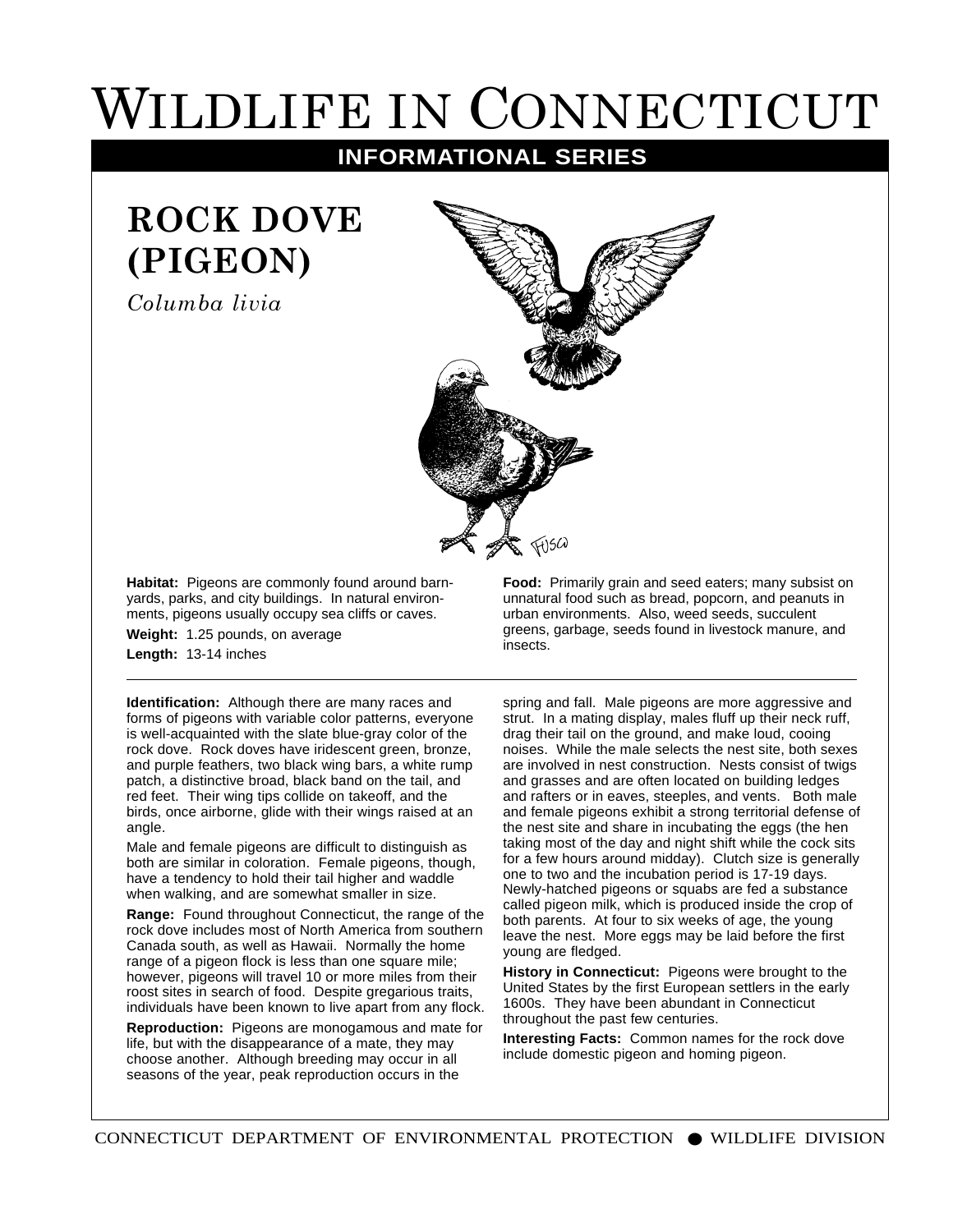# Wildlife in Connecticut

## Informational Series

## ROCK DOVE (PIGEON)

*Columba livia*

**Habitat:** Pigeons are commonly found around barnyards, parks, and city buildings. In natural environments, pigeons usually occupy sea cliffs or caves.

**Weight:** 1.25 pounds, on average

**Length:** 13-14 inches

**Food:** Primarily grain and seed eaters; many subsist on unnatural food such as bread, popcorn, and peanuts in urban environments. Also, weed seeds, succulent greens, garbage, seeds found in livestock manure, and insects.

---

**Identification:** Although there are many races and forms of pigeons with variable color patterns, everyone is well-acquainted with the slate blue-gray color of the rock dove. Rock doves have iridescent green, bronze, and purple feathers, two black wing bars, a white rump patch, a distinctive broad, black band on the tail, and red feet. Their wing tips collide on takeoff, and the birds, once airborne, glide with their wings raised at an angle.

Male and female pigeons are difficult to distinguish as both are similar in coloration. Female pigeons, though, have a tendency to hold their tail higher and waddle when walking, and are somewhat smaller in size.

**Range:** Found throughout Connecticut, the range of the rock dove includes most of North America from southern Canada south, as well as Hawaii. Normally the home range of a pigeon flock is less than one square mile; however, pigeons will travel 10 or more miles from their roost sites in search of food. Despite gregarious traits, individuals have been known to live apart from any flock.

**Reproduction:** Pigeons are monogamous and mate for life, but with the disappearance of a mate, they may choose another. Although breeding may occur in all seasons of the year, peak reproduction occurs in the spring and fall. Male pigeons are more aggressive and strut. In a mating display, males fluff up their neck ruff, drag their tail on the ground, and make loud, cooing noises. While the male selects the nest site, both sexes are involved in nest construction. Nests consist of twigs and grasses and are often located on building ledges and rafters or in eaves, steeples, and vents. Both male and female pigeons exhibit a strong territorial defense of the nest site and share in incubating the eggs (the hen taking most of the day and night shift while the cock sits for a few hours around midday). Clutch size is generally one to two and the incubation period is 17-19 days. Newly-hatched pigeons or squabs are fed a substance called pigeon milk, which is produced inside the crop of both parents. At four to six weeks of age, the young leave the nest. More eggs may be laid before the first young are fledged.

**History in Connecticut:** Pigeons were brought to the United States by the first European settlers in the early 1600s. They have been abundant in Connecticut throughout the past few centuries.

**Interesting Facts:** Common names for the rock dove include domestic pigeon and homing pigeon.

CONNECTICUT DEPARTMENT OF ENVIRONMENTAL PROTECTION ● WILDLIFE DIVISION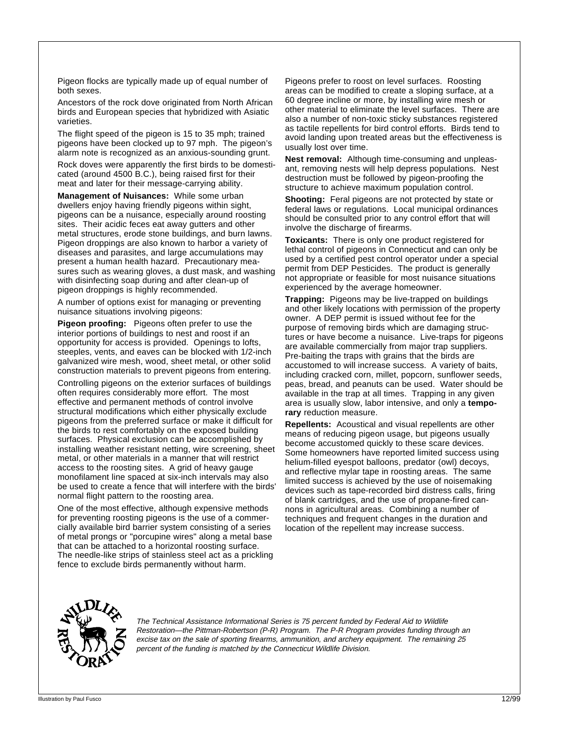Pigeon flocks are typically made up of equal number of both sexes.

Ancestors of the rock dove originated from North African birds and European species that hybridized with Asiatic varieties.

The flight speed of the pigeon is 15 to 35 mph; trained pigeons have been clocked up to 97 mph. The pigeon's alarm note is recognized as an anxious-sounding grunt.

Rock doves were apparently the first birds to be domesticated (around 4500 B.C.), being raised first for their meat and later for their message-carrying ability.

**Management of Nuisances:** While some urban dwellers enjoy having friendly pigeons within sight, pigeons can be a nuisance, especially around roosting sites. Their acidic feces eat away gutters and other metal structures, erode stone buildings, and burn lawns. Pigeon droppings are also known to harbor a variety of diseases and parasites, and large accumulations may present a human health hazard. Precautionary measures such as wearing gloves, a dust mask, and washing with disinfecting soap during and after clean-up of pigeon droppings is highly recommended.

A number of options exist for managing or preventing nuisance situations involving pigeons:

**Pigeon proofing:** Pigeons often prefer to use the interior portions of buildings to nest and roost if an opportunity for access is provided. Openings to lofts, steeples, vents, and eaves can be blocked with 1/2-inch galvanized wire mesh, wood, sheet metal, or other solid construction materials to prevent pigeons from entering.

Controlling pigeons on the exterior surfaces of buildings often requires considerably more effort. The most effective and permanent methods of control involve structural modifications which either physically exclude pigeons from the preferred surface or make it difficult for the birds to rest comfortably on the exposed building surfaces. Physical exclusion can be accomplished by installing weather resistant netting, wire screening, sheet metal, or other materials in a manner that will restrict access to the roosting sites. A grid of heavy gauge monofilament line spaced at six-inch intervals may also be used to create a fence that will interfere with the birds' normal flight pattern to the roosting area.

One of the most effective, although expensive methods for preventing roosting pigeons is the use of a commercially available bird barrier system consisting of a series of metal prongs or "porcupine wires" along a metal base that can be attached to a horizontal roosting surface. The needle-like strips of stainless steel act as a prickling fence to exclude birds permanently without harm.

Pigeons prefer to roost on level surfaces. Roosting areas can be modified to create a sloping surface, at a 60 degree incline or more, by installing wire mesh or other material to eliminate the level surfaces. There are also a number of non-toxic sticky substances registered as tactile repellents for bird control efforts. Birds tend to avoid landing upon treated areas but the effectiveness is usually lost over time.

**Nest removal:** Although time-consuming and unpleasant, removing nests will help depress populations. Nest destruction must be followed by pigeon-proofing the structure to achieve maximum population control.

**Shooting:** Feral pigeons are not protected by state or federal laws or regulations. Local municipal ordinances should be consulted prior to any control effort that will involve the discharge of firearms.

**Toxicants:** There is only one product registered for lethal control of pigeons in Connecticut and can only be used by a certified pest control operator under a special permit from DEP Pesticides. The product is generally not appropriate or feasible for most nuisance situations experienced by the average homeowner.

**Trapping:** Pigeons may be live-trapped on buildings and other likely locations with permission of the property owner. A DEP permit is issued without fee for the purpose of removing birds which are damaging structures or have become a nuisance. Live-traps for pigeons are available commercially from major trap suppliers. Pre-baiting the traps with grains that the birds are accustomed to will increase success. A variety of baits, including cracked corn, millet, popcorn, sunflower seeds, peas, bread, and peanuts can be used. Water should be available in the trap at all times. Trapping in any given area is usually slow, labor intensive, and only a **temporary** reduction measure.

**Repellents:** Acoustical and visual repellents are other means of reducing pigeon usage, but pigeons usually become accustomed quickly to these scare devices. Some homeowners have reported limited success using helium-filled eyespot balloons, predator (owl) decoys, and reflective mylar tape in roosting areas. The same limited success is achieved by the use of noisemaking devices such as tape-recorded bird distress calls, firing of blank cartridges, and the use of propane-fired cannons in agricultural areas. Combining a number of techniques and frequent changes in the duration and location of the repellent may increase success.

*The Technical Assistance Informational Series is 75 percent funded by Federal Aid to Wildlife Restoration—the Pittman-Robertson (P-R) Program. The P-R Program provides funding through an excise tax on the sale of sporting firearms, ammunition, and archery equipment. The remaining 25 percent of the funding is matched by the Connecticut Wildlife Division.*

Illustration by Paul Fusco

12/99